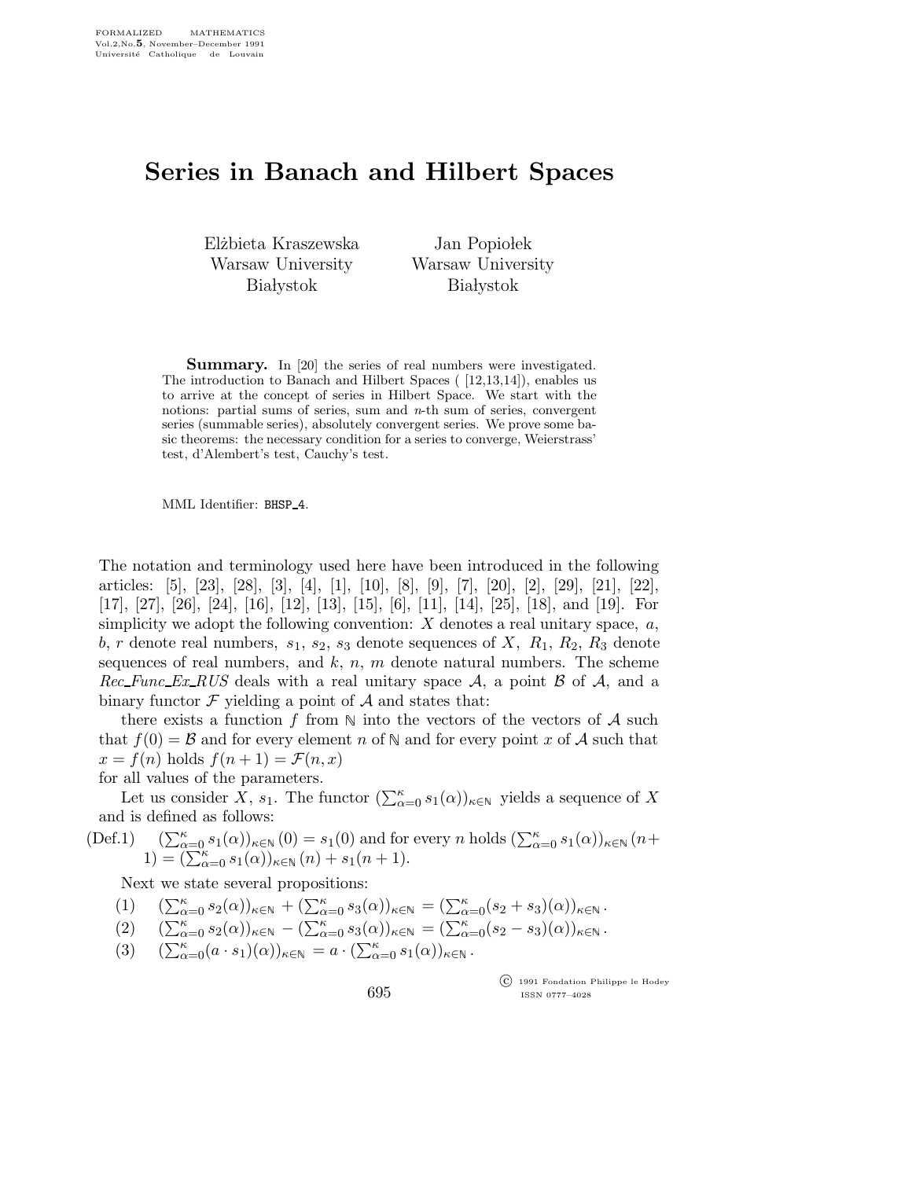# Series in Banach and Hilbert Spaces

Elżbieta Kraszewska
Warsaw University
Białystok

Jan Popiołek
Warsaw University
Białystok

**Summary.** In [20] the series of real numbers were investigated. The introduction to Banach and Hilbert Spaces ( [12,13,14]), enables us to arrive at the concept of series in Hilbert Space. We start with the notions: partial sums of series, sum and $n$-th sum of series, convergent series (summable series), absolutely convergent series. We prove some basic theorems: the necessary condition for a series to converge, Weierstrass' test, d'Alembert's test, Cauchy's test.

MML Identifier: BHSP_4.

The notation and terminology used here have been introduced in the following articles: [5], [23], [28], [3], [4], [1], [10], [8], [9], [7], [20], [2], [29], [21], [22], [17], [27], [26], [24], [16], [12], [13], [15], [6], [11], [14], [25], [18], and [19]. For simplicity we adopt the following convention: $X$ denotes a real unitary space, $a$, $b$, $r$ denote real numbers, $s_1$, $s_2$, $s_3$ denote sequences of $X$, $R_1$, $R_2$, $R_3$ denote sequences of real numbers, and $k$, $n$, $m$ denote natural numbers. The scheme *Rec_Func_Ex_RUS* deals with a real unitary space $\mathcal{A}$, a point $\mathcal{B}$ of $\mathcal{A}$, and a binary functor $\mathcal{F}$ yielding a point of $\mathcal{A}$ and states that:

there exists a function $f$ from $\mathbb{N}$ into the vectors of the vectors of $\mathcal{A}$ such that $f(0) = \mathcal{B}$ and for every element $n$ of $\mathbb{N}$ and for every point $x$ of $\mathcal{A}$ such that $x = f(n)$ holds $f(n+1) = \mathcal{F}(n, x)$

for all values of the parameters.

Let us consider $X$, $s_1$. The functor $(\sum_{\alpha=0}^{\kappa} s_1(\alpha))_{\kappa\in\mathbb{N}}$ yields a sequence of $X$ and is defined as follows:

(Def.1) $(\sum_{\alpha=0}^{\kappa} s_1(\alpha))_{\kappa\in\mathbb{N}}(0) = s_1(0)$ and for every $n$ holds $(\sum_{\alpha=0}^{\kappa} s_1(\alpha))_{\kappa\in\mathbb{N}}(n+1) = (\sum_{\alpha=0}^{\kappa} s_1(\alpha))_{\kappa\in\mathbb{N}}(n) + s_1(n+1)$.

Next we state several propositions:

(1) $(\sum_{\alpha=0}^{\kappa} s_2(\alpha))_{\kappa\in\mathbb{N}} + (\sum_{\alpha=0}^{\kappa} s_3(\alpha))_{\kappa\in\mathbb{N}} = (\sum_{\alpha=0}^{\kappa} (s_2 + s_3)(\alpha))_{\kappa\in\mathbb{N}}$.

(2) $(\sum_{\alpha=0}^{\kappa} s_2(\alpha))_{\kappa\in\mathbb{N}} - (\sum_{\alpha=0}^{\kappa} s_3(\alpha))_{\kappa\in\mathbb{N}} = (\sum_{\alpha=0}^{\kappa} (s_2 - s_3)(\alpha))_{\kappa\in\mathbb{N}}$.

(3) $(\sum_{\alpha=0}^{\kappa} (a \cdot s_1)(\alpha))_{\kappa\in\mathbb{N}} = a \cdot (\sum_{\alpha=0}^{\kappa} s_1(\alpha))_{\kappa\in\mathbb{N}}$.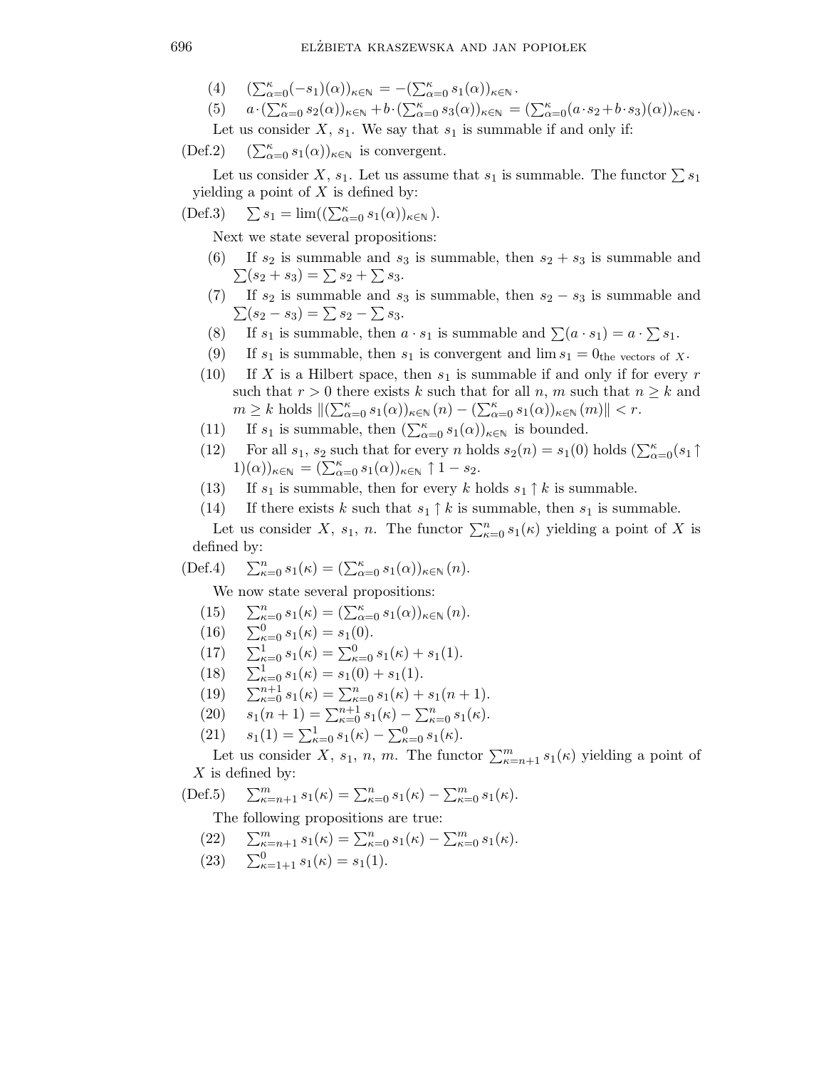(4) $(\sum_{\alpha=0}^{\kappa}(-s_1)(\alpha))_{\kappa\in\mathbb{N}} = -(\sum_{\alpha=0}^{\kappa} s_1(\alpha))_{\kappa\in\mathbb{N}}$.

(5) $a\cdot(\sum_{\alpha=0}^{\kappa} s_2(\alpha))_{\kappa\in\mathbb{N}} + b\cdot(\sum_{\alpha=0}^{\kappa} s_3(\alpha))_{\kappa\in\mathbb{N}} = (\sum_{\alpha=0}^{\kappa}(a\cdot s_2 + b\cdot s_3)(\alpha))_{\kappa\in\mathbb{N}}$.

Let us consider $X$, $s_1$. We say that $s_1$ is summable if and only if:

(Def.2) $(\sum_{\alpha=0}^{\kappa} s_1(\alpha))_{\kappa\in\mathbb{N}}$ is convergent.

Let us consider $X$, $s_1$. Let us assume that $s_1$ is summable. The functor $\sum s_1$ yielding a point of $X$ is defined by:

(Def.3) $\sum s_1 = \lim((\sum_{\alpha=0}^{\kappa} s_1(\alpha))_{\kappa\in\mathbb{N}})$.

Next we state several propositions:

(6) If $s_2$ is summable and $s_3$ is summable, then $s_2 + s_3$ is summable and $\sum(s_2+s_3) = \sum s_2 + \sum s_3$.

(7) If $s_2$ is summable and $s_3$ is summable, then $s_2 - s_3$ is summable and $\sum(s_2-s_3) = \sum s_2 - \sum s_3$.

(8) If $s_1$ is summable, then $a\cdot s_1$ is summable and $\sum(a\cdot s_1) = a\cdot\sum s_1$.

(9) If $s_1$ is summable, then $s_1$ is convergent and $\lim s_1 = 0_{\text{the vectors of } X}$.

(10) If $X$ is a Hilbert space, then $s_1$ is summable if and only if for every $r$ such that $r > 0$ there exists $k$ such that for all $n$, $m$ such that $n \geq k$ and $m \geq k$ holds $\|(\sum_{\alpha=0}^{\kappa} s_1(\alpha))_{\kappa\in\mathbb{N}}(n) - (\sum_{\alpha=0}^{\kappa} s_1(\alpha))_{\kappa\in\mathbb{N}}(m)\| < r$.

(11) If $s_1$ is summable, then $(\sum_{\alpha=0}^{\kappa} s_1(\alpha))_{\kappa\in\mathbb{N}}$ is bounded.

(12) For all $s_1$, $s_2$ such that for every $n$ holds $s_2(n) = s_1(0)$ holds $(\sum_{\alpha=0}^{\kappa}(s_1\uparrow 1)(\alpha))_{\kappa\in\mathbb{N}} = (\sum_{\alpha=0}^{\kappa} s_1(\alpha))_{\kappa\in\mathbb{N}}\uparrow 1 - s_2$.

(13) If $s_1$ is summable, then for every $k$ holds $s_1\uparrow k$ is summable.

(14) If there exists $k$ such that $s_1\uparrow k$ is summable, then $s_1$ is summable.

Let us consider $X$, $s_1$, $n$. The functor $\sum_{\kappa=0}^{n} s_1(\kappa)$ yielding a point of $X$ is defined by:

(Def.4) $\sum_{\kappa=0}^{n} s_1(\kappa) = (\sum_{\alpha=0}^{\kappa} s_1(\alpha))_{\kappa\in\mathbb{N}}(n)$.

We now state several propositions:

(15) $\sum_{\kappa=0}^{n} s_1(\kappa) = (\sum_{\alpha=0}^{\kappa} s_1(\alpha))_{\kappa\in\mathbb{N}}(n)$.

(16) $\sum_{\kappa=0}^{0} s_1(\kappa) = s_1(0)$.

(17) $\sum_{\kappa=0}^{1} s_1(\kappa) = \sum_{\kappa=0}^{0} s_1(\kappa) + s_1(1)$.

(18) $\sum_{\kappa=0}^{1} s_1(\kappa) = s_1(0) + s_1(1)$.

(19) $\sum_{\kappa=0}^{n+1} s_1(\kappa) = \sum_{\kappa=0}^{n} s_1(\kappa) + s_1(n+1)$.

(20) $s_1(n+1) = \sum_{\kappa=0}^{n+1} s_1(\kappa) - \sum_{\kappa=0}^{n} s_1(\kappa)$.

(21) $s_1(1) = \sum_{\kappa=0}^{1} s_1(\kappa) - \sum_{\kappa=0}^{0} s_1(\kappa)$.

Let us consider $X$, $s_1$, $n$, $m$. The functor $\sum_{\kappa=n+1}^{m} s_1(\kappa)$ yielding a point of $X$ is defined by:

(Def.5) $\sum_{\kappa=n+1}^{m} s_1(\kappa) = \sum_{\kappa=0}^{n} s_1(\kappa) - \sum_{\kappa=0}^{m} s_1(\kappa)$.

The following propositions are true:

(22) $\sum_{\kappa=n+1}^{m} s_1(\kappa) = \sum_{\kappa=0}^{n} s_1(\kappa) - \sum_{\kappa=0}^{m} s_1(\kappa)$.

(23) $\sum_{\kappa=1+1}^{0} s_1(\kappa) = s_1(1)$.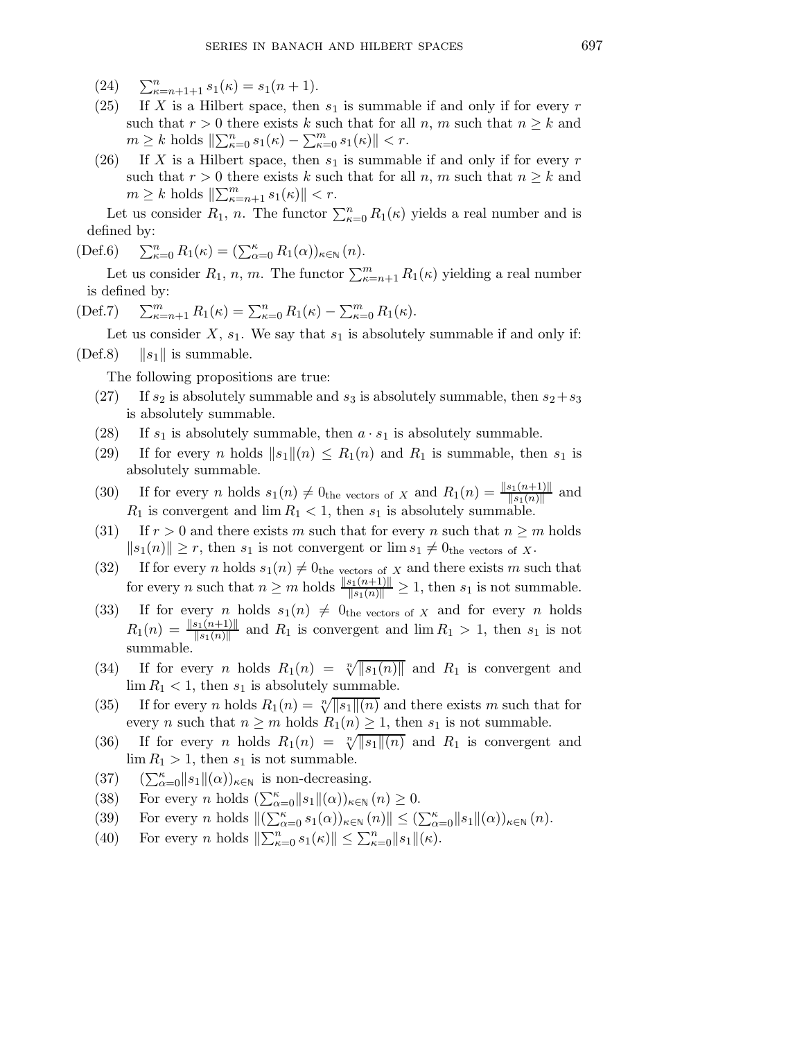(24) $\sum_{\kappa=n+1+1}^{n} s_1(\kappa) = s_1(n+1)$.

(25) If $X$ is a Hilbert space, then $s_1$ is summable if and only if for every $r$ such that $r > 0$ there exists $k$ such that for all $n$, $m$ such that $n \geq k$ and $m \geq k$ holds $\|\sum_{\kappa=0}^{n} s_1(\kappa) - \sum_{\kappa=0}^{m} s_1(\kappa)\| < r$.

(26) If $X$ is a Hilbert space, then $s_1$ is summable if and only if for every $r$ such that $r > 0$ there exists $k$ such that for all $n$, $m$ such that $n \geq k$ and $m \geq k$ holds $\|\sum_{\kappa=n+1}^{m} s_1(\kappa)\| < r$.

Let us consider $R_1$, $n$. The functor $\sum_{\kappa=0}^{n} R_1(\kappa)$ yields a real number and is defined by:

(Def.6) $\sum_{\kappa=0}^{n} R_1(\kappa) = (\sum_{\alpha=0}^{\kappa} R_1(\alpha))_{\kappa \in \mathbb{N}}(n)$.

Let us consider $R_1$, $n$, $m$. The functor $\sum_{\kappa=n+1}^{m} R_1(\kappa)$ yielding a real number is defined by:

(Def.7) $\sum_{\kappa=n+1}^{m} R_1(\kappa) = \sum_{\kappa=0}^{n} R_1(\kappa) - \sum_{\kappa=0}^{m} R_1(\kappa)$.

Let us consider $X$, $s_1$. We say that $s_1$ is absolutely summable if and only if:

(Def.8) $\|s_1\|$ is summable.

The following propositions are true:

(27) If $s_2$ is absolutely summable and $s_3$ is absolutely summable, then $s_2 + s_3$ is absolutely summable.

(28) If $s_1$ is absolutely summable, then $a \cdot s_1$ is absolutely summable.

(29) If for every $n$ holds $\|s_1\|(n) \leq R_1(n)$ and $R_1$ is summable, then $s_1$ is absolutely summable.

(30) If for every $n$ holds $s_1(n) \neq 0_{\text{the vectors of } X}$ and $R_1(n) = \frac{\|s_1(n+1)\|}{\|s_1(n)\|}$ and $R_1$ is convergent and $\lim R_1 < 1$, then $s_1$ is absolutely summable.

(31) If $r > 0$ and there exists $m$ such that for every $n$ such that $n \geq m$ holds $\|s_1(n)\| \geq r$, then $s_1$ is not convergent or $\lim s_1 \neq 0_{\text{the vectors of } X}$.

(32) If for every $n$ holds $s_1(n) \neq 0_{\text{the vectors of } X}$ and there exists $m$ such that for every $n$ such that $n \geq m$ holds $\frac{\|s_1(n+1)\|}{\|s_1(n)\|} \geq 1$, then $s_1$ is not summable.

(33) If for every $n$ holds $s_1(n) \neq 0_{\text{the vectors of } X}$ and for every $n$ holds $R_1(n) = \frac{\|s_1(n+1)\|}{\|s_1(n)\|}$ and $R_1$ is convergent and $\lim R_1 > 1$, then $s_1$ is not summable.

(34) If for every $n$ holds $R_1(n) = \sqrt[n]{\|s_1(n)\|}$ and $R_1$ is convergent and $\lim R_1 < 1$, then $s_1$ is absolutely summable.

(35) If for every $n$ holds $R_1(n) = \sqrt[n]{\|s_1\|(n)}$ and there exists $m$ such that for every $n$ such that $n \geq m$ holds $R_1(n) \geq 1$, then $s_1$ is not summable.

(36) If for every $n$ holds $R_1(n) = \sqrt[n]{\|s_1\|(n)}$ and $R_1$ is convergent and $\lim R_1 > 1$, then $s_1$ is not summable.

(37) $(\sum_{\alpha=0}^{\kappa} \|s_1\|(\alpha))_{\kappa \in \mathbb{N}}$ is non-decreasing.

(38) For every $n$ holds $(\sum_{\alpha=0}^{\kappa} \|s_1\|(\alpha))_{\kappa \in \mathbb{N}}(n) \geq 0$.

(39) For every $n$ holds $\|(\sum_{\alpha=0}^{\kappa} s_1(\alpha))_{\kappa \in \mathbb{N}}(n)\| \leq (\sum_{\alpha=0}^{\kappa} \|s_1\|(\alpha))_{\kappa \in \mathbb{N}}(n)$.

(40) For every $n$ holds $\|\sum_{\kappa=0}^{n} s_1(\kappa)\| \leq \sum_{\kappa=0}^{n} \|s_1\|(\kappa)$.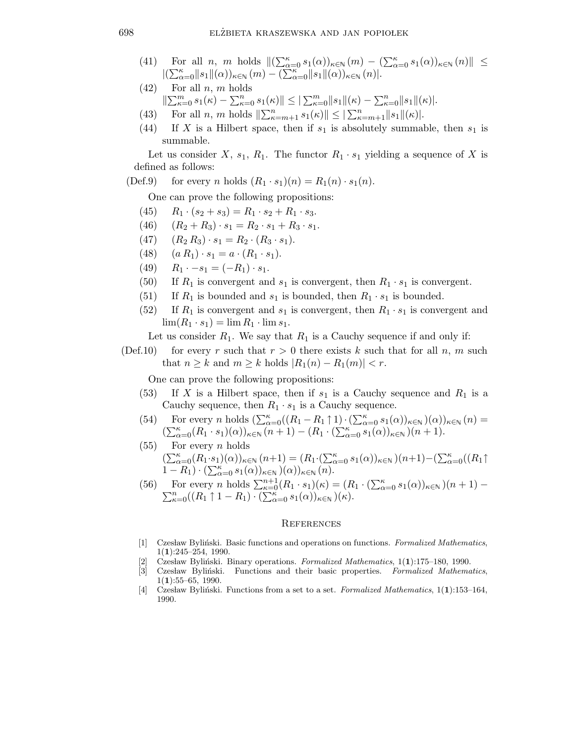(41) For all $n$, $m$ holds $\|(\sum_{\alpha=0}^{\kappa} s_1(\alpha))_{\kappa \in \mathbb{N}}(m) - (\sum_{\alpha=0}^{\kappa} s_1(\alpha))_{\kappa \in \mathbb{N}}(n)\| \leq |(\sum_{\alpha=0}^{\kappa} \|s_1\|(\alpha))_{\kappa \in \mathbb{N}}(m) - (\sum_{\alpha=0}^{\kappa} \|s_1\|(\alpha))_{\kappa \in \mathbb{N}}(n)|$.

(42) For all $n$, $m$ holds $\|\sum_{\kappa=0}^{m} s_1(\kappa) - \sum_{\kappa=0}^{n} s_1(\kappa)\| \leq |\sum_{\kappa=0}^{m} \|s_1\|(\kappa) - \sum_{\kappa=0}^{n} \|s_1\|(\kappa)|$.

(43) For all $n$, $m$ holds $\|\sum_{\kappa=m+1}^{n} s_1(\kappa)\| \leq |\sum_{\kappa=m+1}^{n} \|s_1\|(\kappa)|$.

(44) If $X$ is a Hilbert space, then if $s_1$ is absolutely summable, then $s_1$ is summable.

Let us consider $X$, $s_1$, $R_1$. The functor $R_1 \cdot s_1$ yielding a sequence of $X$ is defined as follows:

(Def.9) for every $n$ holds $(R_1 \cdot s_1)(n) = R_1(n) \cdot s_1(n)$.

One can prove the following propositions:

(45) $R_1 \cdot (s_2 + s_3) = R_1 \cdot s_2 + R_1 \cdot s_3$.

(46) $(R_2 + R_3) \cdot s_1 = R_2 \cdot s_1 + R_3 \cdot s_1$.

(47) $(R_2 \, R_3) \cdot s_1 = R_2 \cdot (R_3 \cdot s_1)$.

(48) $(a \, R_1) \cdot s_1 = a \cdot (R_1 \cdot s_1)$.

(49) $R_1 \cdot -s_1 = (-R_1) \cdot s_1$.

(50) If $R_1$ is convergent and $s_1$ is convergent, then $R_1 \cdot s_1$ is convergent.

(51) If $R_1$ is bounded and $s_1$ is bounded, then $R_1 \cdot s_1$ is bounded.

(52) If $R_1$ is convergent and $s_1$ is convergent, then $R_1 \cdot s_1$ is convergent and $\lim(R_1 \cdot s_1) = \lim R_1 \cdot \lim s_1$.

Let us consider $R_1$. We say that $R_1$ is a Cauchy sequence if and only if:

(Def.10) for every $r$ such that $r > 0$ there exists $k$ such that for all $n$, $m$ such that $n \geq k$ and $m \geq k$ holds $|R_1(n) - R_1(m)| < r$.

One can prove the following propositions:

(53) If $X$ is a Hilbert space, then if $s_1$ is a Cauchy sequence and $R_1$ is a Cauchy sequence, then $R_1 \cdot s_1$ is a Cauchy sequence.

(54) For every $n$ holds $(\sum_{\alpha=0}^{\kappa}((R_1 - R_1 \uparrow 1) \cdot (\sum_{\alpha=0}^{\kappa} s_1(\alpha))_{\kappa \in \mathbb{N}})(\alpha))_{\kappa \in \mathbb{N}}(n) = (\sum_{\alpha=0}^{\kappa}(R_1 \cdot s_1)(\alpha))_{\kappa \in \mathbb{N}}(n+1) - (R_1 \cdot (\sum_{\alpha=0}^{\kappa} s_1(\alpha))_{\kappa \in \mathbb{N}})(n+1)$.

(55) For every $n$ holds $(\sum_{\alpha=0}^{\kappa}(R_1 \cdot s_1)(\alpha))_{\kappa \in \mathbb{N}}(n+1) = (R_1 \cdot (\sum_{\alpha=0}^{\kappa} s_1(\alpha))_{\kappa \in \mathbb{N}})(n+1) - (\sum_{\alpha=0}^{\kappa}((R_1 \uparrow 1 - R_1) \cdot (\sum_{\alpha=0}^{\kappa} s_1(\alpha))_{\kappa \in \mathbb{N}})(\alpha))_{\kappa \in \mathbb{N}}(n)$.

(56) For every $n$ holds $\sum_{\kappa=0}^{n+1}(R_1 \cdot s_1)(\kappa) = (R_1 \cdot (\sum_{\alpha=0}^{\kappa} s_1(\alpha))_{\kappa \in \mathbb{N}})(n+1) - \sum_{\kappa=0}^{n}((R_1 \uparrow 1 - R_1) \cdot (\sum_{\alpha=0}^{\kappa} s_1(\alpha))_{\kappa \in \mathbb{N}})(\kappa)$.

## References

[1] Czesław Byliński. Basic functions and operations on functions. *Formalized Mathematics*, 1(**1**):245–254, 1990.

[2] Czesław Byliński. Binary operations. *Formalized Mathematics*, 1(**1**):175–180, 1990.

[3] Czesław Byliński. Functions and their basic properties. *Formalized Mathematics*, 1(**1**):55–65, 1990.

[4] Czesław Byliński. Functions from a set to a set. *Formalized Mathematics*, 1(**1**):153–164, 1990.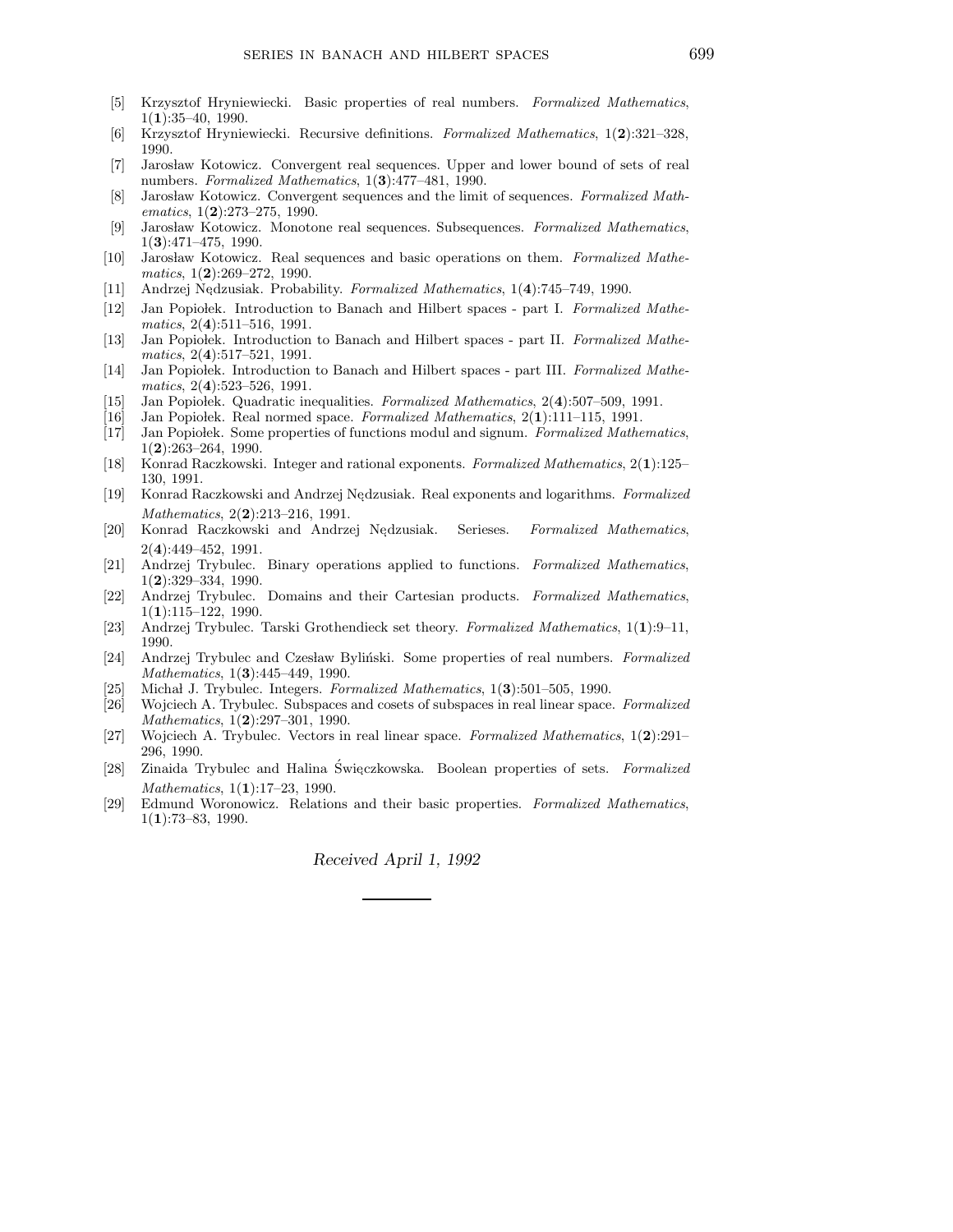- [5] Krzysztof Hryniewiecki. Basic properties of real numbers. *Formalized Mathematics*, 1(**1**):35–40, 1990.
- [6] Krzysztof Hryniewiecki. Recursive definitions. *Formalized Mathematics*, 1(**2**):321–328, 1990.
- [7] Jarosław Kotowicz. Convergent real sequences. Upper and lower bound of sets of real numbers. *Formalized Mathematics*, 1(**3**):477–481, 1990.
- [8] Jarosław Kotowicz. Convergent sequences and the limit of sequences. *Formalized Mathematics*, 1(**2**):273–275, 1990.
- [9] Jarosław Kotowicz. Monotone real sequences. Subsequences. *Formalized Mathematics*, 1(**3**):471–475, 1990.
- [10] Jarosław Kotowicz. Real sequences and basic operations on them. *Formalized Mathematics*, 1(**2**):269–272, 1990.
- [11] Andrzej Nędzusiak. Probability. *Formalized Mathematics*, 1(**4**):745–749, 1990.
- [12] Jan Popiołek. Introduction to Banach and Hilbert spaces - part I. *Formalized Mathematics*, 2(**4**):511–516, 1991.
- [13] Jan Popiołek. Introduction to Banach and Hilbert spaces - part II. *Formalized Mathematics*, 2(**4**):517–521, 1991.
- [14] Jan Popiołek. Introduction to Banach and Hilbert spaces - part III. *Formalized Mathematics*, 2(**4**):523–526, 1991.
- [15] Jan Popiołek. Quadratic inequalities. *Formalized Mathematics*, 2(**4**):507–509, 1991.
- [16] Jan Popiołek. Real normed space. *Formalized Mathematics*, 2(**1**):111–115, 1991.
- [17] Jan Popiołek. Some properties of functions modul and signum. *Formalized Mathematics*, 1(**2**):263–264, 1990.
- [18] Konrad Raczkowski. Integer and rational exponents. *Formalized Mathematics*, 2(**1**):125–130, 1991.
- [19] Konrad Raczkowski and Andrzej Nędzusiak. Real exponents and logarithms. *Formalized Mathematics*, 2(**2**):213–216, 1991.
- [20] Konrad Raczkowski and Andrzej Nędzusiak. Serieses. *Formalized Mathematics*, 2(**4**):449–452, 1991.
- [21] Andrzej Trybulec. Binary operations applied to functions. *Formalized Mathematics*, 1(**2**):329–334, 1990.
- [22] Andrzej Trybulec. Domains and their Cartesian products. *Formalized Mathematics*, 1(**1**):115–122, 1990.
- [23] Andrzej Trybulec. Tarski Grothendieck set theory. *Formalized Mathematics*, 1(**1**):9–11, 1990.
- [24] Andrzej Trybulec and Czesław Byliński. Some properties of real numbers. *Formalized Mathematics*, 1(**3**):445–449, 1990.
- [25] Michał J. Trybulec. Integers. *Formalized Mathematics*, 1(**3**):501–505, 1990.
- [26] Wojciech A. Trybulec. Subspaces and cosets of subspaces in real linear space. *Formalized Mathematics*, 1(**2**):297–301, 1990.
- [27] Wojciech A. Trybulec. Vectors in real linear space. *Formalized Mathematics*, 1(**2**):291–296, 1990.
- [28] Zinaida Trybulec and Halina Święczkowska. Boolean properties of sets. *Formalized Mathematics*, 1(**1**):17–23, 1990.
- [29] Edmund Woronowicz. Relations and their basic properties. *Formalized Mathematics*, 1(**1**):73–83, 1990.

*Received April 1, 1992*